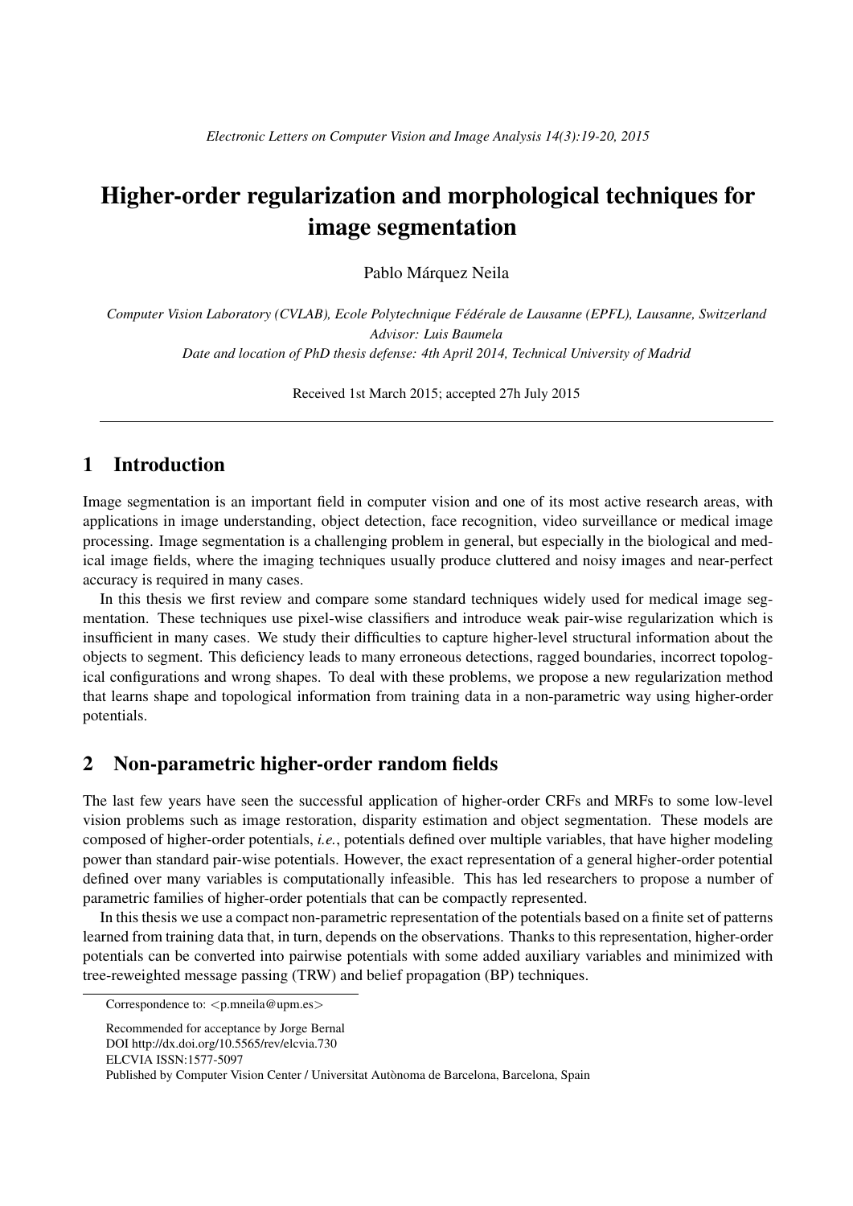# Higher-order regularization and morphological techniques for image segmentation

Pablo Márquez Neila

*Computer Vision Laboratory (CVLAB), Ecole Polytechnique Fédérale de Lausanne (EPFL), Lausanne, Switzerland*
*Advisor: Luis Baumela*
*Date and location of PhD thesis defense: 4th April 2014, Technical University of Madrid*

Received 1st March 2015; accepted 27h July 2015

## 1 Introduction

Image segmentation is an important field in computer vision and one of its most active research areas, with applications in image understanding, object detection, face recognition, video surveillance or medical image processing. Image segmentation is a challenging problem in general, but especially in the biological and medical image fields, where the imaging techniques usually produce cluttered and noisy images and near-perfect accuracy is required in many cases.

In this thesis we first review and compare some standard techniques widely used for medical image segmentation. These techniques use pixel-wise classifiers and introduce weak pair-wise regularization which is insufficient in many cases. We study their difficulties to capture higher-level structural information about the objects to segment. This deficiency leads to many erroneous detections, ragged boundaries, incorrect topological configurations and wrong shapes. To deal with these problems, we propose a new regularization method that learns shape and topological information from training data in a non-parametric way using higher-order potentials.

## 2 Non-parametric higher-order random fields

The last few years have seen the successful application of higher-order CRFs and MRFs to some low-level vision problems such as image restoration, disparity estimation and object segmentation. These models are composed of higher-order potentials, *i.e.*, potentials defined over multiple variables, that have higher modeling power than standard pair-wise potentials. However, the exact representation of a general higher-order potential defined over many variables is computationally infeasible. This has led researchers to propose a number of parametric families of higher-order potentials that can be compactly represented.

In this thesis we use a compact non-parametric representation of the potentials based on a finite set of patterns learned from training data that, in turn, depends on the observations. Thanks to this representation, higher-order potentials can be converted into pairwise potentials with some added auxiliary variables and minimized with tree-reweighted message passing (TRW) and belief propagation (BP) techniques.

Correspondence to: <p.mneila@upm.es>

Recommended for acceptance by Jorge Bernal
DOI http://dx.doi.org/10.5565/rev/elcvia.730
ELCVIA ISSN:1577-5097
Published by Computer Vision Center / Universitat Autònoma de Barcelona, Barcelona, Spain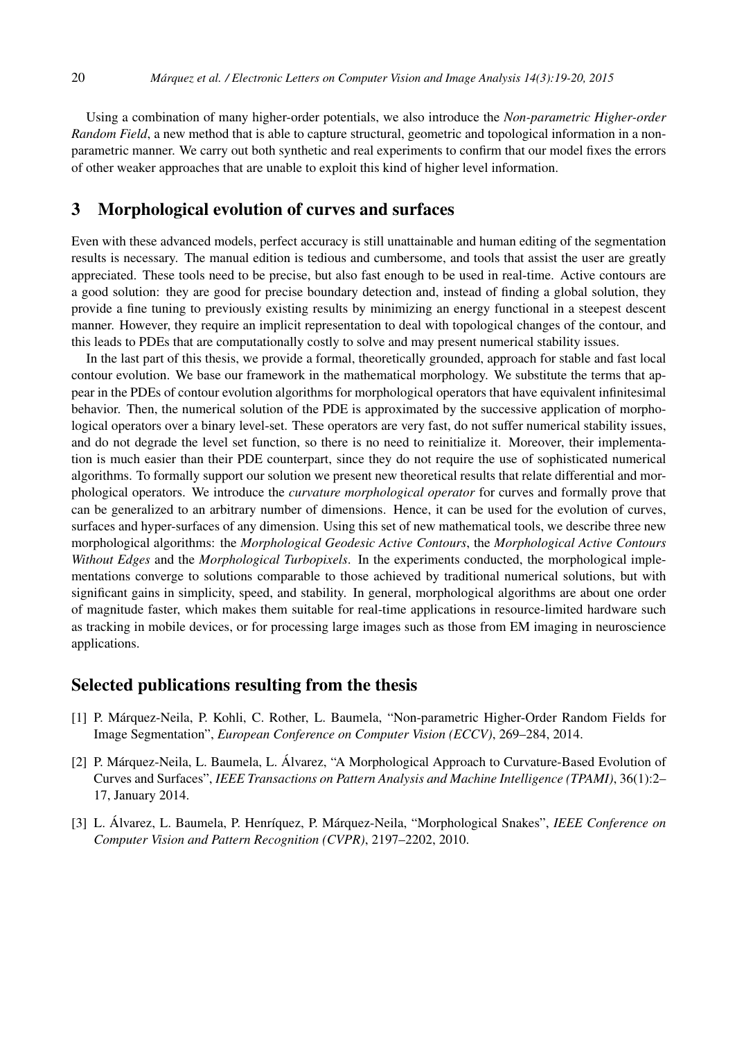Using a combination of many higher-order potentials, we also introduce the *Non-parametric Higher-order Random Field*, a new method that is able to capture structural, geometric and topological information in a non-parametric manner. We carry out both synthetic and real experiments to confirm that our model fixes the errors of other weaker approaches that are unable to exploit this kind of higher level information.

## 3 Morphological evolution of curves and surfaces

Even with these advanced models, perfect accuracy is still unattainable and human editing of the segmentation results is necessary. The manual edition is tedious and cumbersome, and tools that assist the user are greatly appreciated. These tools need to be precise, but also fast enough to be used in real-time. Active contours are a good solution: they are good for precise boundary detection and, instead of finding a global solution, they provide a fine tuning to previously existing results by minimizing an energy functional in a steepest descent manner. However, they require an implicit representation to deal with topological changes of the contour, and this leads to PDEs that are computationally costly to solve and may present numerical stability issues.

In the last part of this thesis, we provide a formal, theoretically grounded, approach for stable and fast local contour evolution. We base our framework in the mathematical morphology. We substitute the terms that appear in the PDEs of contour evolution algorithms for morphological operators that have equivalent infinitesimal behavior. Then, the numerical solution of the PDE is approximated by the successive application of morphological operators over a binary level-set. These operators are very fast, do not suffer numerical stability issues, and do not degrade the level set function, so there is no need to reinitialize it. Moreover, their implementation is much easier than their PDE counterpart, since they do not require the use of sophisticated numerical algorithms. To formally support our solution we present new theoretical results that relate differential and morphological operators. We introduce the *curvature morphological operator* for curves and formally prove that can be generalized to an arbitrary number of dimensions. Hence, it can be used for the evolution of curves, surfaces and hyper-surfaces of any dimension. Using this set of new mathematical tools, we describe three new morphological algorithms: the *Morphological Geodesic Active Contours*, the *Morphological Active Contours Without Edges* and the *Morphological Turbopixels*. In the experiments conducted, the morphological implementations converge to solutions comparable to those achieved by traditional numerical solutions, but with significant gains in simplicity, speed, and stability. In general, morphological algorithms are about one order of magnitude faster, which makes them suitable for real-time applications in resource-limited hardware such as tracking in mobile devices, or for processing large images such as those from EM imaging in neuroscience applications.

## Selected publications resulting from the thesis

[1] P. Márquez-Neila, P. Kohli, C. Rother, L. Baumela, "Non-parametric Higher-Order Random Fields for Image Segmentation", *European Conference on Computer Vision (ECCV)*, 269–284, 2014.

[2] P. Márquez-Neila, L. Baumela, L. Álvarez, "A Morphological Approach to Curvature-Based Evolution of Curves and Surfaces", *IEEE Transactions on Pattern Analysis and Machine Intelligence (TPAMI)*, 36(1):2–17, January 2014.

[3] L. Álvarez, L. Baumela, P. Henríquez, P. Márquez-Neila, "Morphological Snakes", *IEEE Conference on Computer Vision and Pattern Recognition (CVPR)*, 2197–2202, 2010.